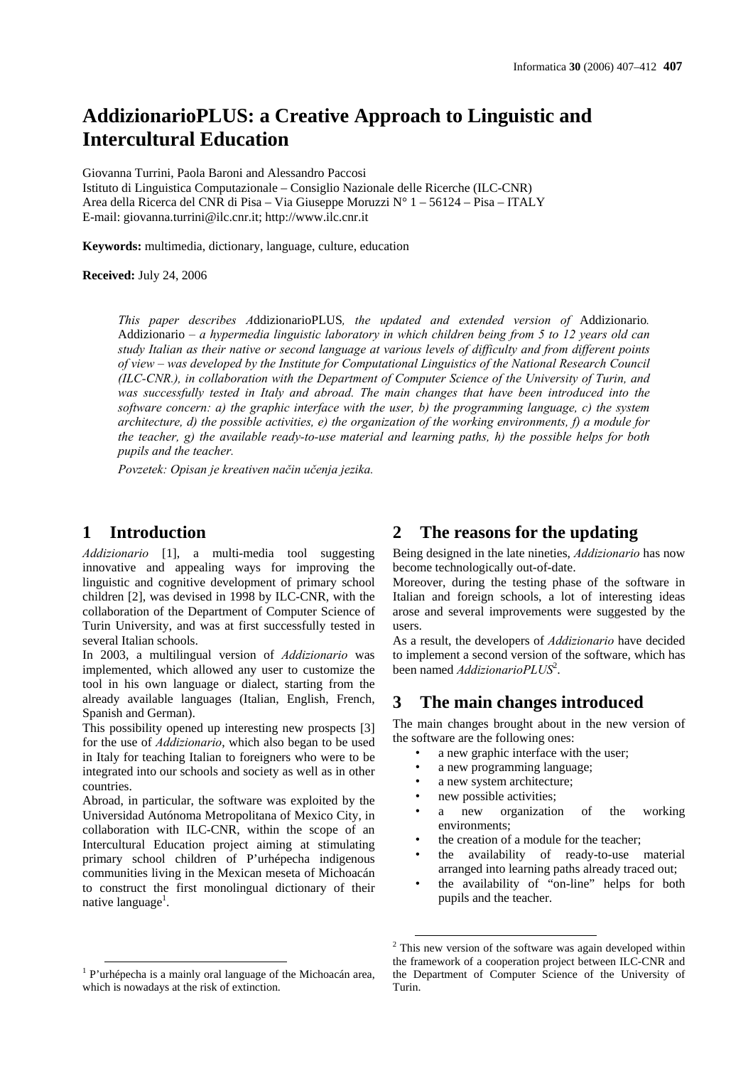# AddizionarioPLUS: a Creative Approach to Linguistic and Intercultural Education

Giovanna Turrini, Paola Baroni and Alessandro Paccosi
Istituto di Linguistica Computazionale – Consiglio Nazionale delle Ricerche (ILC-CNR)
Area della Ricerca del CNR di Pisa – Via Giuseppe Moruzzi N° 1 – 56124 – Pisa – ITALY
E-mail: giovanna.turrini@ilc.cnr.it; http://www.ilc.cnr.it

**Keywords:** multimedia, dictionary, language, culture, education

**Received:** July 24, 2006

*This paper describes A*ddizionarioPLUS*, the updated and extended version of* Addizionario*.* Addizionario *– a hypermedia linguistic laboratory in which children being from 5 to 12 years old can study Italian as their native or second language at various levels of difficulty and from different points of view – was developed by the Institute for Computational Linguistics of the National Research Council (ILC-CNR.), in collaboration with the Department of Computer Science of the University of Turin, and was successfully tested in Italy and abroad. The main changes that have been introduced into the software concern: a) the graphic interface with the user, b) the programming language, c) the system architecture, d) the possible activities, e) the organization of the working environments, f) a module for the teacher, g) the available ready-to-use material and learning paths, h) the possible helps for both pupils and the teacher.*

*Povzetek: Opisan je kreativen način učenja jezika.*

## 1 Introduction

*Addizionario* [1], a multi-media tool suggesting innovative and appealing ways for improving the linguistic and cognitive development of primary school children [2], was devised in 1998 by ILC-CNR, with the collaboration of the Department of Computer Science of Turin University, and was at first successfully tested in several Italian schools.

In 2003, a multilingual version of *Addizionario* was implemented, which allowed any user to customize the tool in his own language or dialect, starting from the already available languages (Italian, English, French, Spanish and German).

This possibility opened up interesting new prospects [3] for the use of *Addizionario*, which also began to be used in Italy for teaching Italian to foreigners who were to be integrated into our schools and society as well as in other countries.

Abroad, in particular, the software was exploited by the Universidad Autónoma Metropolitana of Mexico City, in collaboration with ILC-CNR, within the scope of an Intercultural Education project aiming at stimulating primary school children of P'urhépecha indigenous communities living in the Mexican meseta of Michoacán to construct the first monolingual dictionary of their native language[1].

## 2 The reasons for the updating

Being designed in the late nineties, *Addizionario* has now become technologically out-of-date.

Moreover, during the testing phase of the software in Italian and foreign schools, a lot of interesting ideas arose and several improvements were suggested by the users.

As a result, the developers of *Addizionario* have decided to implement a second version of the software, which has been named *AddizionarioPLUS*[2].

## 3 The main changes introduced

The main changes brought about in the new version of the software are the following ones:

- a new graphic interface with the user;
- a new programming language;
- a new system architecture;
- new possible activities;
- a new organization of the working environments;
- the creation of a module for the teacher;
- the availability of ready-to-use material arranged into learning paths already traced out;
- the availability of "on-line" helps for both pupils and the teacher.

---

[1] P'urhépecha is a mainly oral language of the Michoacán area, which is nowadays at the risk of extinction.

[2] This new version of the software was again developed within the framework of a cooperation project between ILC-CNR and the Department of Computer Science of the University of Turin.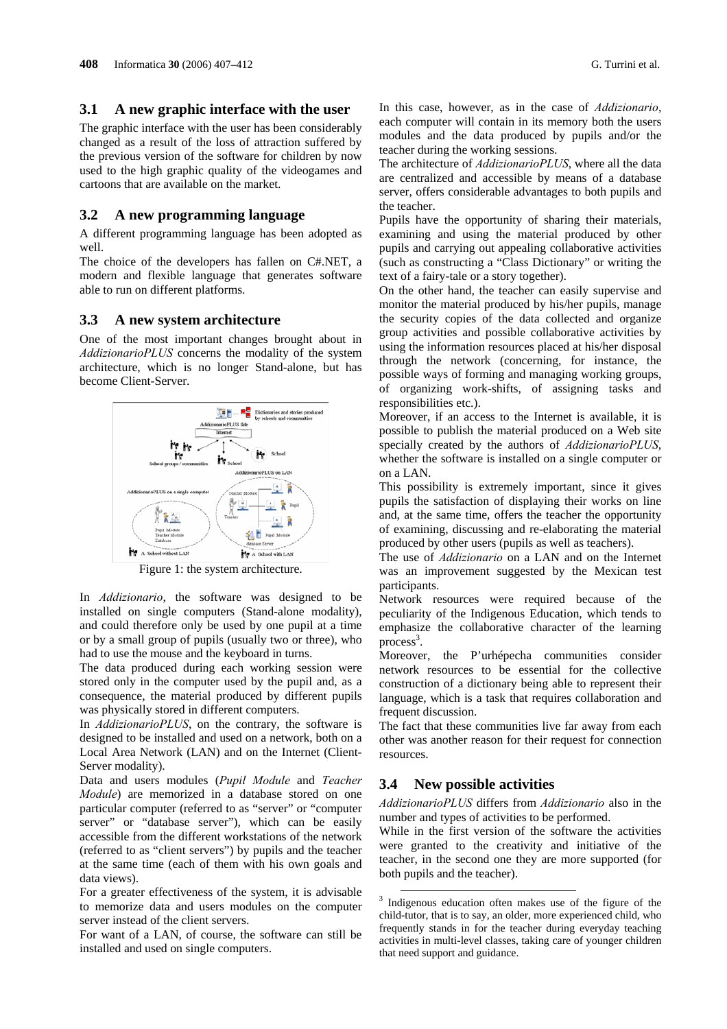### 3.1 A new graphic interface with the user

The graphic interface with the user has been considerably changed as a result of the loss of attraction suffered by the previous version of the software for children by now used to the high graphic quality of the videogames and cartoons that are available on the market.

### 3.2 A new programming language

A different programming language has been adopted as well.

The choice of the developers has fallen on C#.NET, a modern and flexible language that generates software able to run on different platforms.

### 3.3 A new system architecture

One of the most important changes brought about in *AddizionarioPLUS* concerns the modality of the system architecture, which is no longer Stand-alone, but has become Client-Server.

Figure 1: the system architecture.

In *Addizionario*, the software was designed to be installed on single computers (Stand-alone modality), and could therefore only be used by one pupil at a time or by a small group of pupils (usually two or three), who had to use the mouse and the keyboard in turns.

The data produced during each working session were stored only in the computer used by the pupil and, as a consequence, the material produced by different pupils was physically stored in different computers.

In *AddizionarioPLUS*, on the contrary, the software is designed to be installed and used on a network, both on a Local Area Network (LAN) and on the Internet (Client-Server modality).

Data and users modules (*Pupil Module* and *Teacher Module*) are memorized in a database stored on one particular computer (referred to as "server" or "computer server" or "database server"), which can be easily accessible from the different workstations of the network (referred to as "client servers") by pupils and the teacher at the same time (each of them with his own goals and data views).

For a greater effectiveness of the system, it is advisable to memorize data and users modules on the computer server instead of the client servers.

For want of a LAN, of course, the software can still be installed and used on single computers.

In this case, however, as in the case of *Addizionario*, each computer will contain in its memory both the users modules and the data produced by pupils and/or the teacher during the working sessions.

The architecture of *AddizionarioPLUS*, where all the data are centralized and accessible by means of a database server, offers considerable advantages to both pupils and the teacher.

Pupils have the opportunity of sharing their materials, examining and using the material produced by other pupils and carrying out appealing collaborative activities (such as constructing a "Class Dictionary" or writing the text of a fairy-tale or a story together).

On the other hand, the teacher can easily supervise and monitor the material produced by his/her pupils, manage the security copies of the data collected and organize group activities and possible collaborative activities by using the information resources placed at his/her disposal through the network (concerning, for instance, the possible ways of forming and managing working groups, of organizing work-shifts, of assigning tasks and responsibilities etc.).

Moreover, if an access to the Internet is available, it is possible to publish the material produced on a Web site specially created by the authors of *AddizionarioPLUS*, whether the software is installed on a single computer or on a LAN.

This possibility is extremely important, since it gives pupils the satisfaction of displaying their works on line and, at the same time, offers the teacher the opportunity of examining, discussing and re-elaborating the material produced by other users (pupils as well as teachers).

The use of *Addizionario* on a LAN and on the Internet was an improvement suggested by the Mexican test participants.

Network resources were required because of the peculiarity of the Indigenous Education, which tends to emphasize the collaborative character of the learning process[3].

Moreover, the P'urhépecha communities consider network resources to be essential for the collective construction of a dictionary being able to represent their language, which is a task that requires collaboration and frequent discussion.

The fact that these communities live far away from each other was another reason for their request for connection resources.

### 3.4 New possible activities

*AddizionarioPLUS* differs from *Addizionario* also in the number and types of activities to be performed.

While in the first version of the software the activities were granted to the creativity and initiative of the teacher, in the second one they are more supported (for both pupils and the teacher).

[3] Indigenous education often makes use of the figure of the child-tutor, that is to say, an older, more experienced child, who frequently stands in for the teacher during everyday teaching activities in multi-level classes, taking care of younger children that need support and guidance.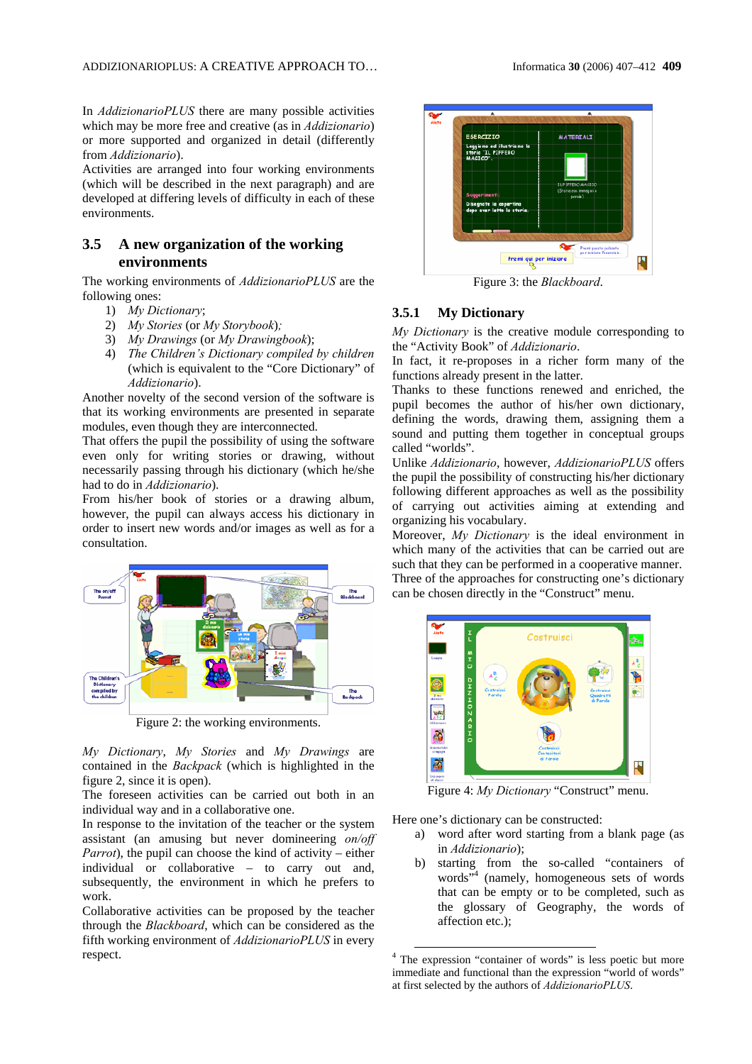In *AddizionarioPLUS* there are many possible activities which may be more free and creative (as in *Addizionario*) or more supported and organized in detail (differently from *Addizionario*).
Activities are arranged into four working environments (which will be described in the next paragraph) and are developed at differing levels of difficulty in each of these environments.

### 3.5 A new organization of the working environments

The working environments of *AddizionarioPLUS* are the following ones:

1) *My Dictionary*;
2) *My Stories* (or *My Storybook*);
3) *My Drawings* (or *My Drawingbook*);
4) *The Children's Dictionary compiled by children* (which is equivalent to the "Core Dictionary" of *Addizionario*).

Another novelty of the second version of the software is that its working environments are presented in separate modules, even though they are interconnected.
That offers the pupil the possibility of using the software even only for writing stories or drawing, without necessarily passing through his dictionary (which he/she had to do in *Addizionario*).
From his/her book of stories or a drawing album, however, the pupil can always access his dictionary in order to insert new words and/or images as well as for a consultation.

Figure 2: the working environments.

*My Dictionary*, *My Stories* and *My Drawings* are contained in the *Backpack* (which is highlighted in the figure 2, since it is open).
The foreseen activities can be carried out both in an individual way and in a collaborative one.
In response to the invitation of the teacher or the system assistant (an amusing but never domineering *on/off Parrot*), the pupil can choose the kind of activity – either individual or collaborative – to carry out and, subsequently, the environment in which he prefers to work.
Collaborative activities can be proposed by the teacher through the *Blackboard*, which can be considered as the fifth working environment of *AddizionarioPLUS* in every respect.

Figure 3: the *Blackboard*.

#### 3.5.1 My Dictionary

*My Dictionary* is the creative module corresponding to the "Activity Book" of *Addizionario*.
In fact, it re-proposes in a richer form many of the functions already present in the latter.
Thanks to these functions renewed and enriched, the pupil becomes the author of his/her own dictionary, defining the words, drawing them, assigning them a sound and putting them together in conceptual groups called "worlds".
Unlike *Addizionario*, however, *AddizionarioPLUS* offers the pupil the possibility of constructing his/her dictionary following different approaches as well as the possibility of carrying out activities aiming at extending and organizing his vocabulary.
Moreover, *My Dictionary* is the ideal environment in which many of the activities that can be carried out are such that they can be performed in a cooperative manner.
Three of the approaches for constructing one's dictionary can be chosen directly in the "Construct" menu.

Figure 4: *My Dictionary* "Construct" menu.

Here one's dictionary can be constructed:

a) word after word starting from a blank page (as in *Addizionario*);
b) starting from the so-called "containers of words"[4] (namely, homogeneous sets of words that can be empty or to be completed, such as the glossary of Geography, the words of affection etc.);

[4] The expression "container of words" is less poetic but more immediate and functional than the expression "world of words" at first selected by the authors of *AddizionarioPLUS*.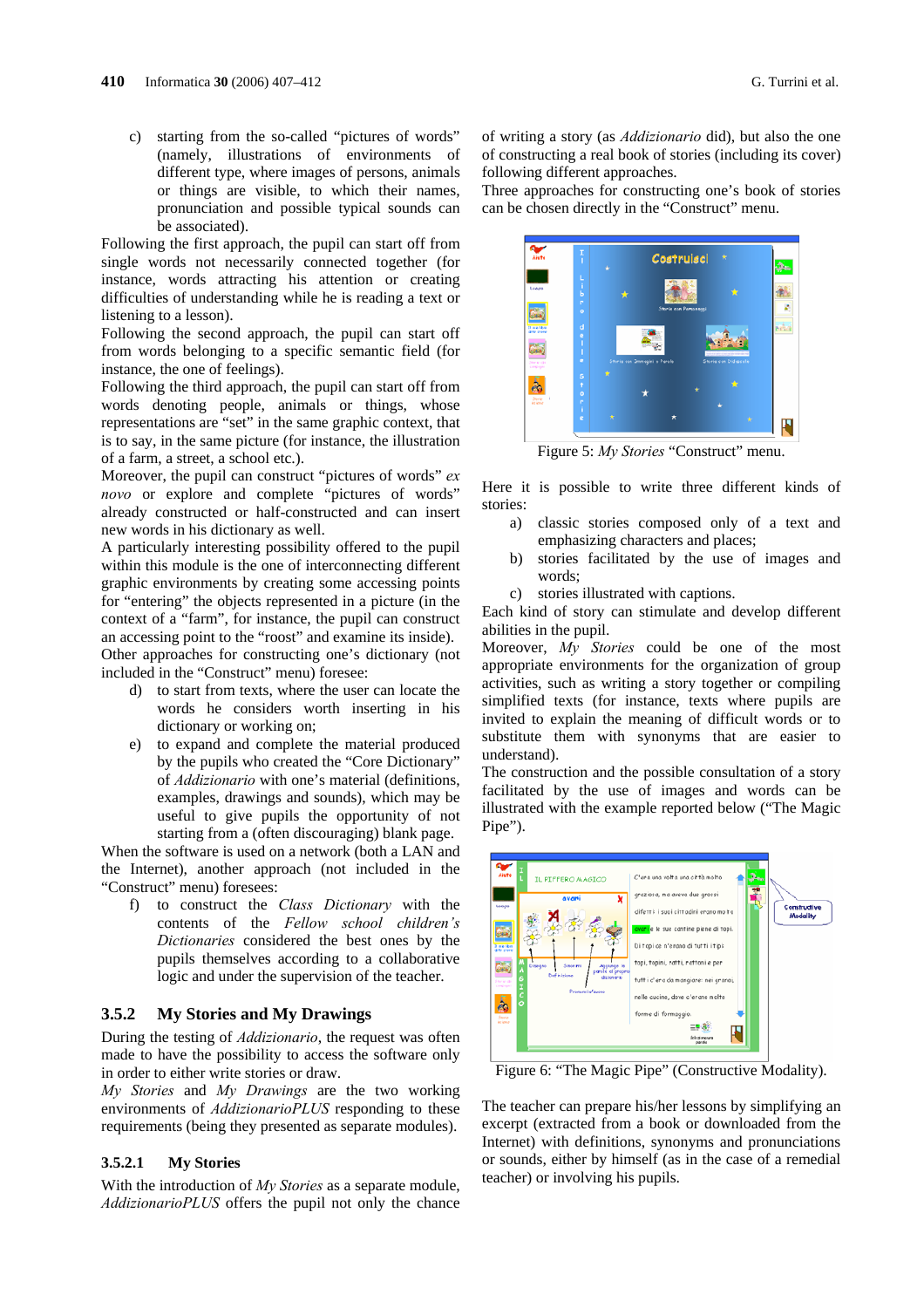c) starting from the so-called "pictures of words" (namely, illustrations of environments of different type, where images of persons, animals or things are visible, to which their names, pronunciation and possible typical sounds can be associated).

Following the first approach, the pupil can start off from single words not necessarily connected together (for instance, words attracting his attention or creating difficulties of understanding while he is reading a text or listening to a lesson).

Following the second approach, the pupil can start off from words belonging to a specific semantic field (for instance, the one of feelings).

Following the third approach, the pupil can start off from words denoting people, animals or things, whose representations are "set" in the same graphic context, that is to say, in the same picture (for instance, the illustration of a farm, a street, a school etc.).

Moreover, the pupil can construct "pictures of words" *ex novo* or explore and complete "pictures of words" already constructed or half-constructed and can insert new words in his dictionary as well.

A particularly interesting possibility offered to the pupil within this module is the one of interconnecting different graphic environments by creating some accessing points for "entering" the objects represented in a picture (in the context of a "farm", for instance, the pupil can construct an accessing point to the "roost" and examine its inside).

Other approaches for constructing one's dictionary (not included in the "Construct" menu) foresee:

d) to start from texts, where the user can locate the words he considers worth inserting in his dictionary or working on;

e) to expand and complete the material produced by the pupils who created the "Core Dictionary" of *Addizionario* with one's material (definitions, examples, drawings and sounds), which may be useful to give pupils the opportunity of not starting from a (often discouraging) blank page.

When the software is used on a network (both a LAN and the Internet), another approach (not included in the "Construct" menu) foresees:

f) to construct the *Class Dictionary* with the contents of the *Fellow school children's Dictionaries* considered the best ones by the pupils themselves according to a collaborative logic and under the supervision of the teacher.

### 3.5.2 My Stories and My Drawings

During the testing of *Addizionario*, the request was often made to have the possibility to access the software only in order to either write stories or draw.

*My Stories* and *My Drawings* are the two working environments of *AddizionarioPLUS* responding to these requirements (being they presented as separate modules).

#### 3.5.2.1 My Stories

With the introduction of *My Stories* as a separate module, *AddizionarioPLUS* offers the pupil not only the chance of writing a story (as *Addizionario* did), but also the one of constructing a real book of stories (including its cover) following different approaches.

Three approaches for constructing one's book of stories can be chosen directly in the "Construct" menu.

Figure 5: *My Stories* "Construct" menu.

Here it is possible to write three different kinds of stories:

a) classic stories composed only of a text and emphasizing characters and places;

b) stories facilitated by the use of images and words;

c) stories illustrated with captions.

Each kind of story can stimulate and develop different abilities in the pupil.

Moreover, *My Stories* could be one of the most appropriate environments for the organization of group activities, such as writing a story together or compiling simplified texts (for instance, texts where pupils are invited to explain the meaning of difficult words or to substitute them with synonyms that are easier to understand).

The construction and the possible consultation of a story facilitated by the use of images and words can be illustrated with the example reported below ("The Magic Pipe").

Figure 6: "The Magic Pipe" (Constructive Modality).

The teacher can prepare his/her lessons by simplifying an excerpt (extracted from a book or downloaded from the Internet) with definitions, synonyms and pronunciations or sounds, either by himself (as in the case of a remedial teacher) or involving his pupils.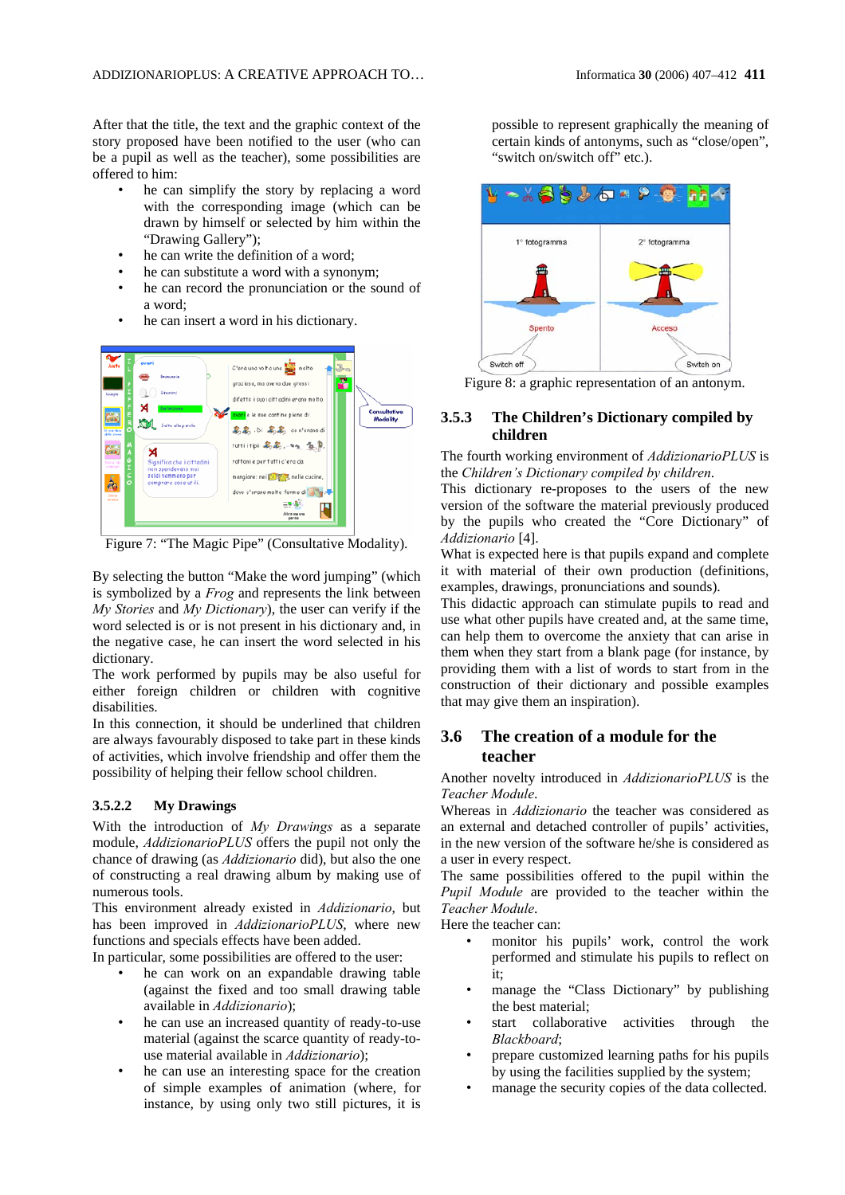After that the title, the text and the graphic context of the story proposed have been notified to the user (who can be a pupil as well as the teacher), some possibilities are offered to him:

- he can simplify the story by replacing a word with the corresponding image (which can be drawn by himself or selected by him within the "Drawing Gallery");
- he can write the definition of a word;
- he can substitute a word with a synonym;
- he can record the pronunciation or the sound of a word;
- he can insert a word in his dictionary.

Figure 7: "The Magic Pipe" (Consultative Modality).

By selecting the button "Make the word jumping" (which is symbolized by a *Frog* and represents the link between *My Stories* and *My Dictionary*), the user can verify if the word selected is or is not present in his dictionary and, in the negative case, he can insert the word selected in his dictionary.

The work performed by pupils may be also useful for either foreign children or children with cognitive disabilities.

In this connection, it should be underlined that children are always favourably disposed to take part in these kinds of activities, which involve friendship and offer them the possibility of helping their fellow school children.

#### 3.5.2.2 My Drawings

With the introduction of *My Drawings* as a separate module, *AddizionarioPLUS* offers the pupil not only the chance of drawing (as *Addizionario* did), but also the one of constructing a real drawing album by making use of numerous tools.

This environment already existed in *Addizionario*, but has been improved in *AddizionarioPLUS*, where new functions and specials effects have been added.

In particular, some possibilities are offered to the user:

- he can work on an expandable drawing table (against the fixed and too small drawing table available in *Addizionario*);
- he can use an increased quantity of ready-to-use material (against the scarce quantity of ready-to-use material available in *Addizionario*);
- he can use an interesting space for the creation of simple examples of animation (where, for instance, by using only two still pictures, it is possible to represent graphically the meaning of certain kinds of antonyms, such as "close/open", "switch on/switch off" etc.).

Figure 8: a graphic representation of an antonym.

### 3.5.3 The Children's Dictionary compiled by children

The fourth working environment of *AddizionarioPLUS* is the *Children's Dictionary compiled by children*.

This dictionary re-proposes to the users of the new version of the software the material previously produced by the pupils who created the "Core Dictionary" of *Addizionario* [4].

What is expected here is that pupils expand and complete it with material of their own production (definitions, examples, drawings, pronunciations and sounds).

This didactic approach can stimulate pupils to read and use what other pupils have created and, at the same time, can help them to overcome the anxiety that can arise in them when they start from a blank page (for instance, by providing them with a list of words to start from in the construction of their dictionary and possible examples that may give them an inspiration).

## 3.6 The creation of a module for the teacher

Another novelty introduced in *AddizionarioPLUS* is the *Teacher Module*.

Whereas in *Addizionario* the teacher was considered as an external and detached controller of pupils' activities, in the new version of the software he/she is considered as a user in every respect.

The same possibilities offered to the pupil within the *Pupil Module* are provided to the teacher within the *Teacher Module*.

Here the teacher can:

- monitor his pupils' work, control the work performed and stimulate his pupils to reflect on it;
- manage the "Class Dictionary" by publishing the best material;
- start collaborative activities through the *Blackboard*;
- prepare customized learning paths for his pupils by using the facilities supplied by the system;
- manage the security copies of the data collected.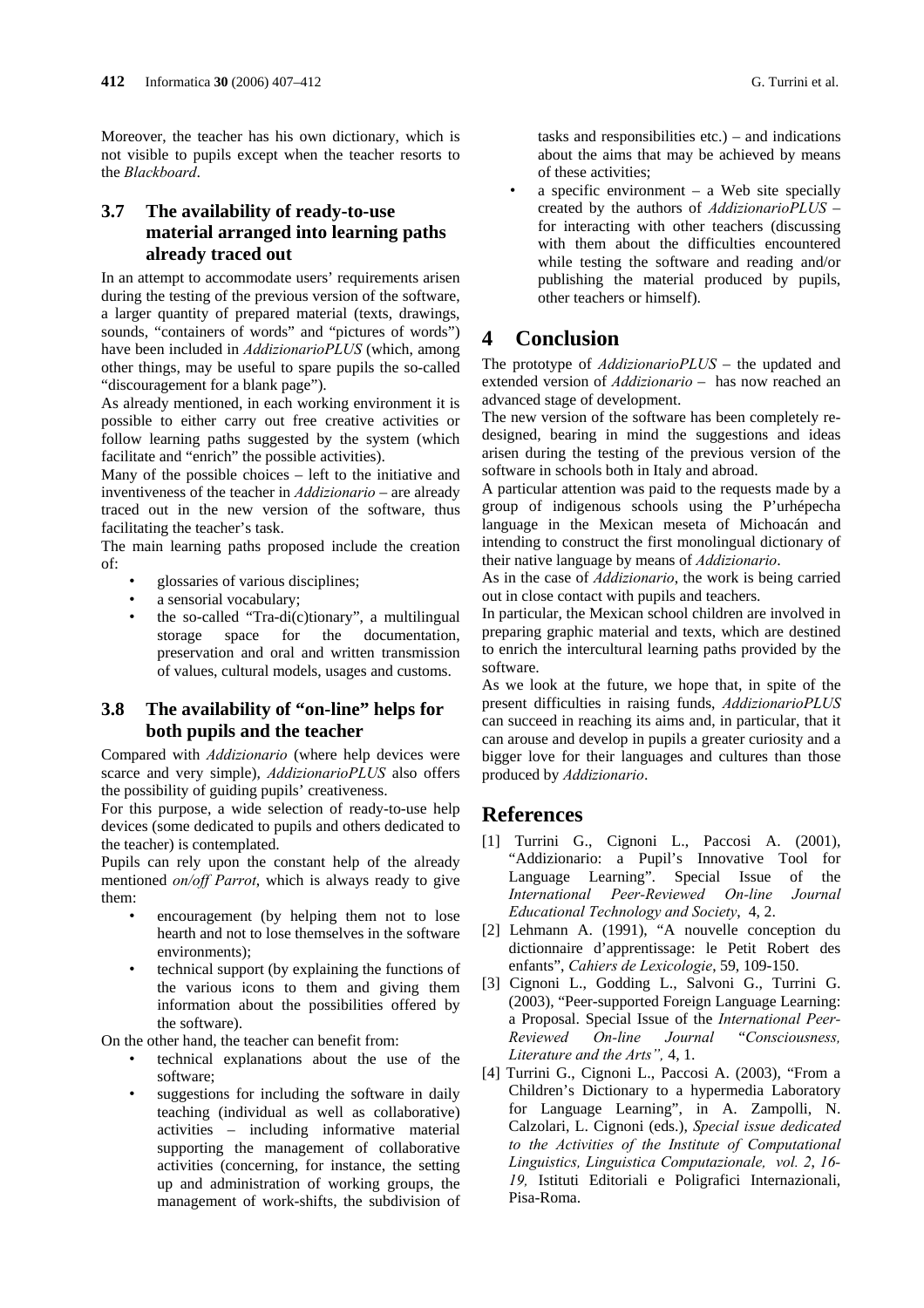Moreover, the teacher has his own dictionary, which is not visible to pupils except when the teacher resorts to the *Blackboard*.

### 3.7 The availability of ready-to-use material arranged into learning paths already traced out

In an attempt to accommodate users' requirements arisen during the testing of the previous version of the software, a larger quantity of prepared material (texts, drawings, sounds, "containers of words" and "pictures of words") have been included in *AddizionarioPLUS* (which, among other things, may be useful to spare pupils the so-called "discouragement for a blank page").

As already mentioned, in each working environment it is possible to either carry out free creative activities or follow learning paths suggested by the system (which facilitate and "enrich" the possible activities).

Many of the possible choices – left to the initiative and inventiveness of the teacher in *Addizionario* – are already traced out in the new version of the software, thus facilitating the teacher's task.

The main learning paths proposed include the creation of:

- glossaries of various disciplines;
- a sensorial vocabulary;
- the so-called "Tra-di(c)tionary", a multilingual storage space for the documentation, preservation and oral and written transmission of values, cultural models, usages and customs.

### 3.8 The availability of "on-line" helps for both pupils and the teacher

Compared with *Addizionario* (where help devices were scarce and very simple), *AddizionarioPLUS* also offers the possibility of guiding pupils' creativeness.

For this purpose, a wide selection of ready-to-use help devices (some dedicated to pupils and others dedicated to the teacher) is contemplated.

Pupils can rely upon the constant help of the already mentioned *on/off Parrot*, which is always ready to give them:

- encouragement (by helping them not to lose hearth and not to lose themselves in the software environments);
- technical support (by explaining the functions of the various icons to them and giving them information about the possibilities offered by the software).

On the other hand, the teacher can benefit from:

- technical explanations about the use of the software;
- suggestions for including the software in daily teaching (individual as well as collaborative) activities – including informative material supporting the management of collaborative activities (concerning, for instance, the setting up and administration of working groups, the management of work-shifts, the subdivision of tasks and responsibilities etc.) – and indications about the aims that may be achieved by means of these activities;
- a specific environment – a Web site specially created by the authors of *AddizionarioPLUS* – for interacting with other teachers (discussing with them about the difficulties encountered while testing the software and reading and/or publishing the material produced by pupils, other teachers or himself).

## 4 Conclusion

The prototype of *AddizionarioPLUS* – the updated and extended version of *Addizionario* – has now reached an advanced stage of development.

The new version of the software has been completely re-designed, bearing in mind the suggestions and ideas arisen during the testing of the previous version of the software in schools both in Italy and abroad.

A particular attention was paid to the requests made by a group of indigenous schools using the P'urhépecha language in the Mexican meseta of Michoacán and intending to construct the first monolingual dictionary of their native language by means of *Addizionario*.

As in the case of *Addizionario*, the work is being carried out in close contact with pupils and teachers.

In particular, the Mexican school children are involved in preparing graphic material and texts, which are destined to enrich the intercultural learning paths provided by the software.

As we look at the future, we hope that, in spite of the present difficulties in raising funds, *AddizionarioPLUS* can succeed in reaching its aims and, in particular, that it can arouse and develop in pupils a greater curiosity and a bigger love for their languages and cultures than those produced by *Addizionario*.

## References

[1] Turrini G., Cignoni L., Paccosi A. (2001), "Addizionario: a Pupil's Innovative Tool for Language Learning". Special Issue of the *International Peer-Reviewed On-line Journal Educational Technology and Society*, 4, 2.

[2] Lehmann A. (1991), "A nouvelle conception du dictionnaire d'apprentissage: le Petit Robert des enfants", *Cahiers de Lexicologie*, 59, 109-150.

[3] Cignoni L., Godding L., Salvoni G., Turrini G. (2003), "Peer-supported Foreign Language Learning: a Proposal. Special Issue of the *International Peer-Reviewed On-line Journal "Consciousness, Literature and the Arts"*, 4, 1.

[4] Turrini G., Cignoni L., Paccosi A. (2003), "From a Children's Dictionary to a hypermedia Laboratory for Language Learning", in A. Zampolli, N. Calzolari, L. Cignoni (eds.), *Special issue dedicated to the Activities of the Institute of Computational Linguistics, Linguistica Computazionale, vol. 2, 16-19,* Istituti Editoriali e Poligrafici Internazionali, Pisa-Roma.